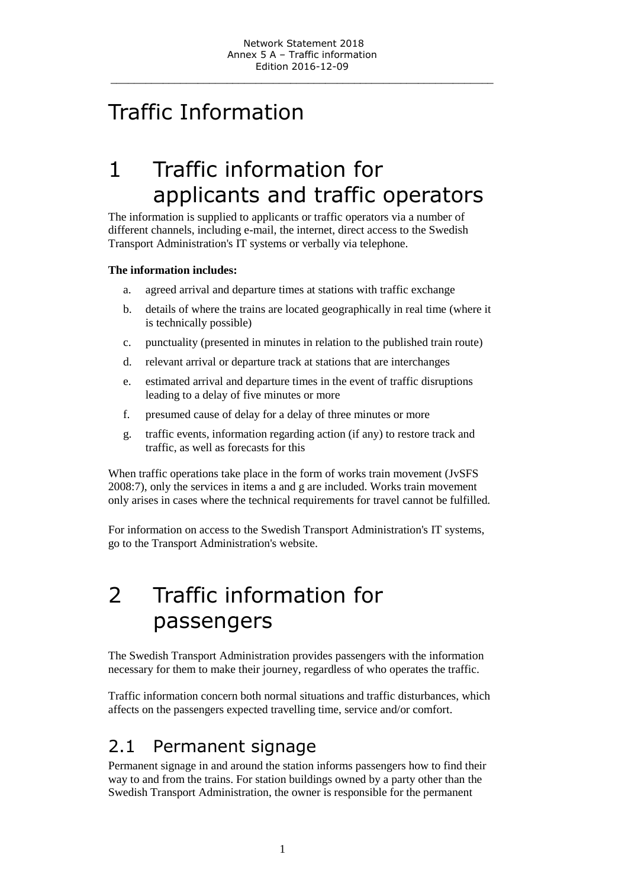# Traffic Information

# 1 Traffic information for applicants and traffic operators

The information is supplied to applicants or traffic operators via a number of different channels, including e-mail, the internet, direct access to the Swedish Transport Administration's IT systems or verbally via telephone.

**The information includes:**

a. agreed arrival and departure times at stations with traffic exchange

b. details of where the trains are located geographically in real time (where it is technically possible)

c. punctuality (presented in minutes in relation to the published train route)

d. relevant arrival or departure track at stations that are interchanges

e. estimated arrival and departure times in the event of traffic disruptions leading to a delay of five minutes or more

f. presumed cause of delay for a delay of three minutes or more

g. traffic events, information regarding action (if any) to restore track and traffic, as well as forecasts for this

When traffic operations take place in the form of works train movement (JvSFS 2008:7), only the services in items a and g are included. Works train movement only arises in cases where the technical requirements for travel cannot be fulfilled.

For information on access to the Swedish Transport Administration's IT systems, go to the Transport Administration's website.

# 2 Traffic information for passengers

The Swedish Transport Administration provides passengers with the information necessary for them to make their journey, regardless of who operates the traffic.

Traffic information concern both normal situations and traffic disturbances, which affects on the passengers expected travelling time, service and/or comfort.

## 2.1 Permanent signage

Permanent signage in and around the station informs passengers how to find their way to and from the trains. For station buildings owned by a party other than the Swedish Transport Administration, the owner is responsible for the permanent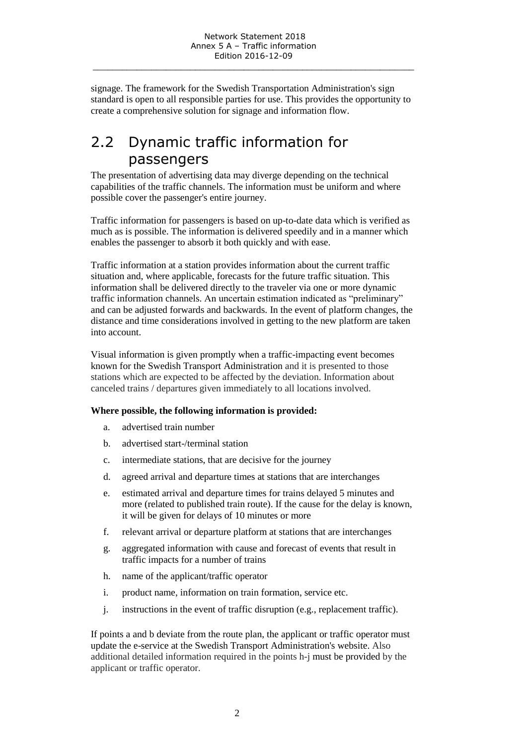signage. The framework for the Swedish Transportation Administration's sign standard is open to all responsible parties for use. This provides the opportunity to create a comprehensive solution for signage and information flow.

## 2.2 Dynamic traffic information for passengers

The presentation of advertising data may diverge depending on the technical capabilities of the traffic channels. The information must be uniform and where possible cover the passenger's entire journey.

Traffic information for passengers is based on up-to-date data which is verified as much as is possible. The information is delivered speedily and in a manner which enables the passenger to absorb it both quickly and with ease.

Traffic information at a station provides information about the current traffic situation and, where applicable, forecasts for the future traffic situation. This information shall be delivered directly to the traveler via one or more dynamic traffic information channels. An uncertain estimation indicated as "preliminary" and can be adjusted forwards and backwards. In the event of platform changes, the distance and time considerations involved in getting to the new platform are taken into account.

Visual information is given promptly when a traffic-impacting event becomes known for the Swedish Transport Administration and it is presented to those stations which are expected to be affected by the deviation. Information about canceled trains / departures given immediately to all locations involved.

**Where possible, the following information is provided:**

a. advertised train number
b. advertised start-/terminal station
c. intermediate stations, that are decisive for the journey
d. agreed arrival and departure times at stations that are interchanges
e. estimated arrival and departure times for trains delayed 5 minutes and more (related to published train route). If the cause for the delay is known, it will be given for delays of 10 minutes or more
f. relevant arrival or departure platform at stations that are interchanges
g. aggregated information with cause and forecast of events that result in traffic impacts for a number of trains
h. name of the applicant/traffic operator
i. product name, information on train formation, service etc.
j. instructions in the event of traffic disruption (e.g., replacement traffic).

If points a and b deviate from the route plan, the applicant or traffic operator must update the e-service at the Swedish Transport Administration's website. Also additional detailed information required in the points h-j must be provided by the applicant or traffic operator.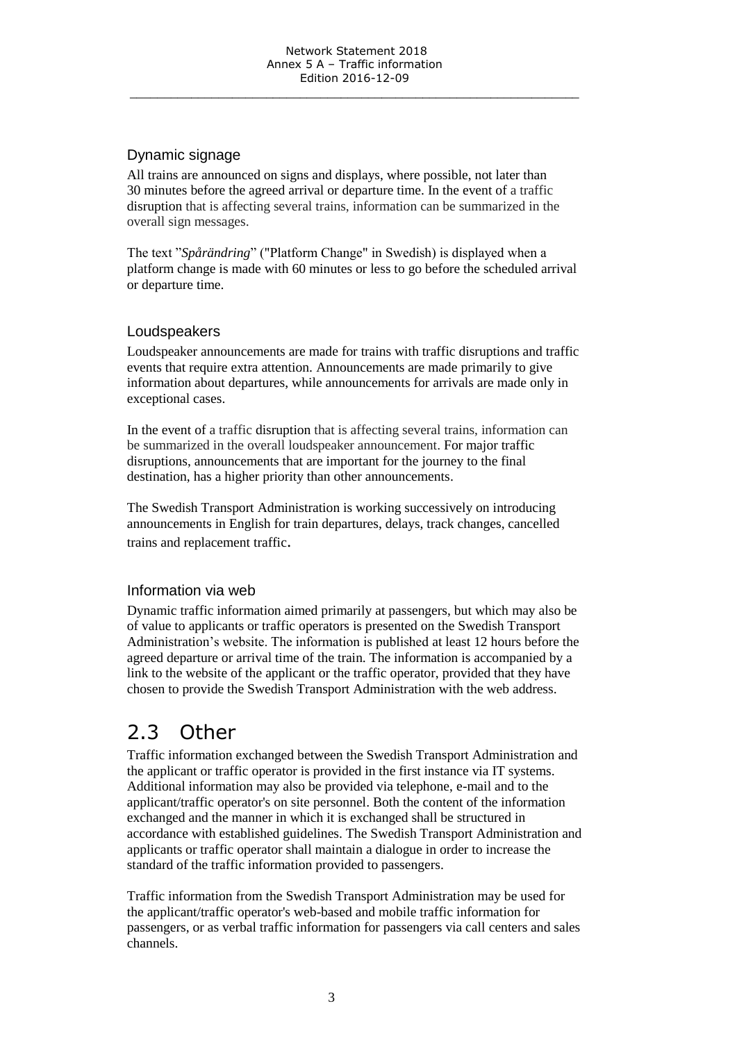### Dynamic signage

All trains are announced on signs and displays, where possible, not later than 30 minutes before the agreed arrival or departure time. In the event of a traffic disruption that is affecting several trains, information can be summarized in the overall sign messages.

The text "*Spårändring*" ("Platform Change" in Swedish) is displayed when a platform change is made with 60 minutes or less to go before the scheduled arrival or departure time.

### Loudspeakers

Loudspeaker announcements are made for trains with traffic disruptions and traffic events that require extra attention. Announcements are made primarily to give information about departures, while announcements for arrivals are made only in exceptional cases.

In the event of a traffic disruption that is affecting several trains, information can be summarized in the overall loudspeaker announcement. For major traffic disruptions, announcements that are important for the journey to the final destination, has a higher priority than other announcements.

The Swedish Transport Administration is working successively on introducing announcements in English for train departures, delays, track changes, cancelled trains and replacement traffic.

### Information via web

Dynamic traffic information aimed primarily at passengers, but which may also be of value to applicants or traffic operators is presented on the Swedish Transport Administration's website. The information is published at least 12 hours before the agreed departure or arrival time of the train. The information is accompanied by a link to the website of the applicant or the traffic operator, provided that they have chosen to provide the Swedish Transport Administration with the web address.

## 2.3 Other

Traffic information exchanged between the Swedish Transport Administration and the applicant or traffic operator is provided in the first instance via IT systems. Additional information may also be provided via telephone, e-mail and to the applicant/traffic operator's on site personnel. Both the content of the information exchanged and the manner in which it is exchanged shall be structured in accordance with established guidelines. The Swedish Transport Administration and applicants or traffic operator shall maintain a dialogue in order to increase the standard of the traffic information provided to passengers.

Traffic information from the Swedish Transport Administration may be used for the applicant/traffic operator's web-based and mobile traffic information for passengers, or as verbal traffic information for passengers via call centers and sales channels.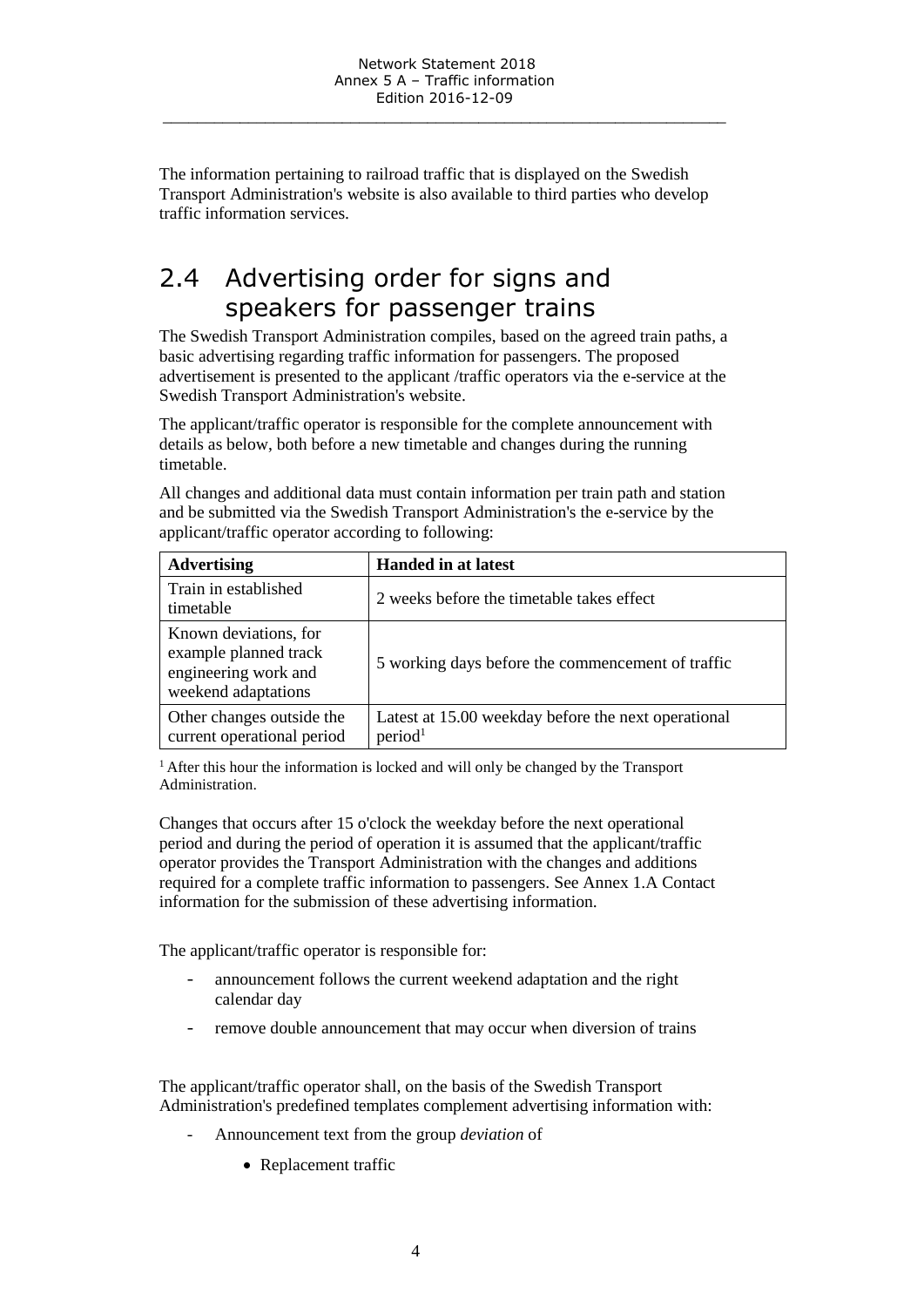The information pertaining to railroad traffic that is displayed on the Swedish Transport Administration's website is also available to third parties who develop traffic information services.

## 2.4 Advertising order for signs and speakers for passenger trains

The Swedish Transport Administration compiles, based on the agreed train paths, a basic advertising regarding traffic information for passengers. The proposed advertisement is presented to the applicant /traffic operators via the e-service at the Swedish Transport Administration's website.

The applicant/traffic operator is responsible for the complete announcement with details as below, both before a new timetable and changes during the running timetable.

All changes and additional data must contain information per train path and station and be submitted via the Swedish Transport Administration's the e-service by the applicant/traffic operator according to following:

| Advertising | Handed in at latest |
|---|---|
| Train in established timetable | 2 weeks before the timetable takes effect |
| Known deviations, for example planned track engineering work and weekend adaptations | 5 working days before the commencement of traffic |
| Other changes outside the current operational period | Latest at 15.00 weekday before the next operational period[1] |

[1] After this hour the information is locked and will only be changed by the Transport Administration.

Changes that occurs after 15 o'clock the weekday before the next operational period and during the period of operation it is assumed that the applicant/traffic operator provides the Transport Administration with the changes and additions required for a complete traffic information to passengers. See Annex 1.A Contact information for the submission of these advertising information.

The applicant/traffic operator is responsible for:

- announcement follows the current weekend adaptation and the right calendar day
- remove double announcement that may occur when diversion of trains

The applicant/traffic operator shall, on the basis of the Swedish Transport Administration's predefined templates complement advertising information with:

- Announcement text from the group *deviation* of
    - Replacement traffic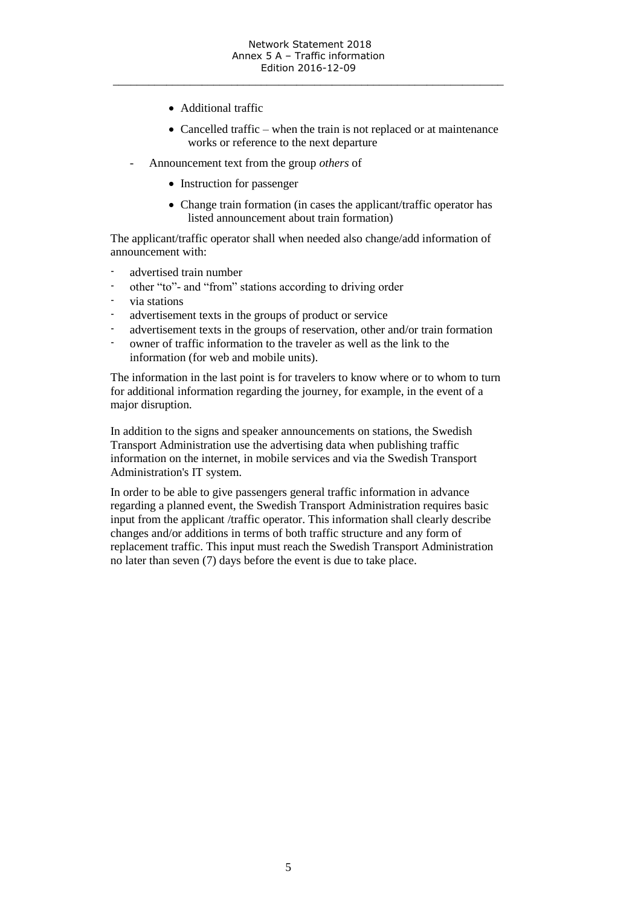- Additional traffic
  - Cancelled traffic – when the train is not replaced or at maintenance works or reference to the next departure
- Announcement text from the group *others* of
  - Instruction for passenger
  - Change train formation (in cases the applicant/traffic operator has listed announcement about train formation)

The applicant/traffic operator shall when needed also change/add information of announcement with:

- advertised train number
- other "to"- and "from" stations according to driving order
- via stations
- advertisement texts in the groups of product or service
- advertisement texts in the groups of reservation, other and/or train formation
- owner of traffic information to the traveler as well as the link to the information (for web and mobile units).

The information in the last point is for travelers to know where or to whom to turn for additional information regarding the journey, for example, in the event of a major disruption.

In addition to the signs and speaker announcements on stations, the Swedish Transport Administration use the advertising data when publishing traffic information on the internet, in mobile services and via the Swedish Transport Administration's IT system.

In order to be able to give passengers general traffic information in advance regarding a planned event, the Swedish Transport Administration requires basic input from the applicant /traffic operator. This information shall clearly describe changes and/or additions in terms of both traffic structure and any form of replacement traffic. This input must reach the Swedish Transport Administration no later than seven (7) days before the event is due to take place.